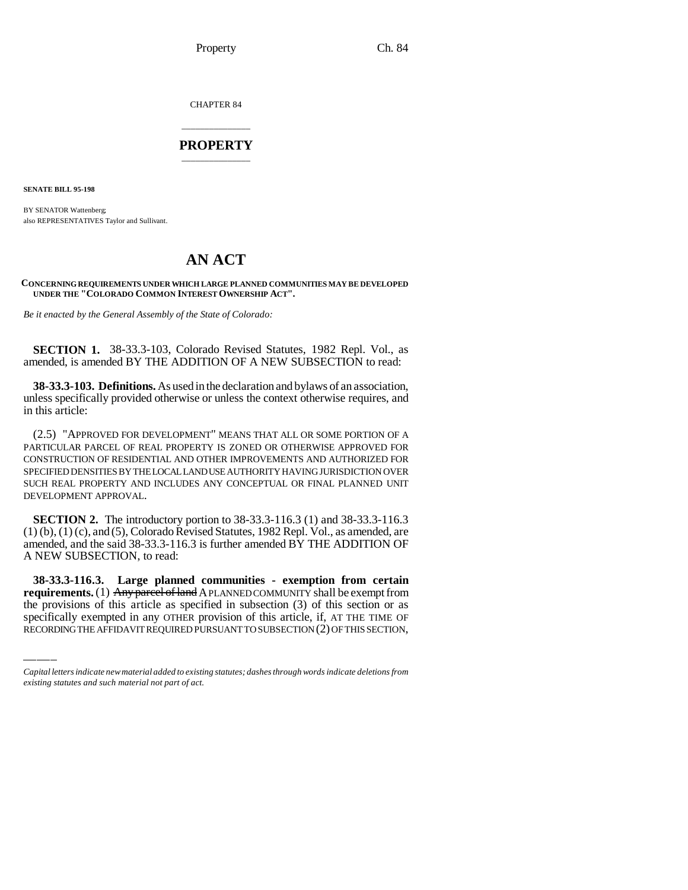CHAPTER 84

## PROPERTY

**SENATE BILL 95-198**

BY SENATOR Wattenberg;
also REPRESENTATIVES Taylor and Sullivant.

# AN ACT

**CONCERNING REQUIREMENTS UNDER WHICH LARGE PLANNED COMMUNITIES MAY BE DEVELOPED UNDER THE "COLORADO COMMON INTEREST OWNERSHIP ACT".**

*Be it enacted by the General Assembly of the State of Colorado:*

**SECTION 1.** 38-33.3-103, Colorado Revised Statutes, 1982 Repl. Vol., as amended, is amended BY THE ADDITION OF A NEW SUBSECTION to read:

**38-33.3-103. Definitions.** As used in the declaration and bylaws of an association, unless specifically provided otherwise or unless the context otherwise requires, and in this article:

(2.5) "APPROVED FOR DEVELOPMENT" MEANS THAT ALL OR SOME PORTION OF A PARTICULAR PARCEL OF REAL PROPERTY IS ZONED OR OTHERWISE APPROVED FOR CONSTRUCTION OF RESIDENTIAL AND OTHER IMPROVEMENTS AND AUTHORIZED FOR SPECIFIED DENSITIES BY THE LOCAL LAND USE AUTHORITY HAVING JURISDICTION OVER SUCH REAL PROPERTY AND INCLUDES ANY CONCEPTUAL OR FINAL PLANNED UNIT DEVELOPMENT APPROVAL.

**SECTION 2.** The introductory portion to 38-33.3-116.3 (1) and 38-33.3-116.3 (1) (b), (1) (c), and (5), Colorado Revised Statutes, 1982 Repl. Vol., as amended, are amended, and the said 38-33.3-116.3 is further amended BY THE ADDITION OF A NEW SUBSECTION, to read:

**38-33.3-116.3. Large planned communities - exemption from certain requirements.** (1) ~~Any parcel of land~~ A PLANNED COMMUNITY shall be exempt from the provisions of this article as specified in subsection (3) of this section or as specifically exempted in any OTHER provision of this article, if, AT THE TIME OF RECORDING THE AFFIDAVIT REQUIRED PURSUANT TO SUBSECTION (2) OF THIS SECTION,

*Capital letters indicate new material added to existing statutes; dashes through words indicate deletions from existing statutes and such material not part of act.*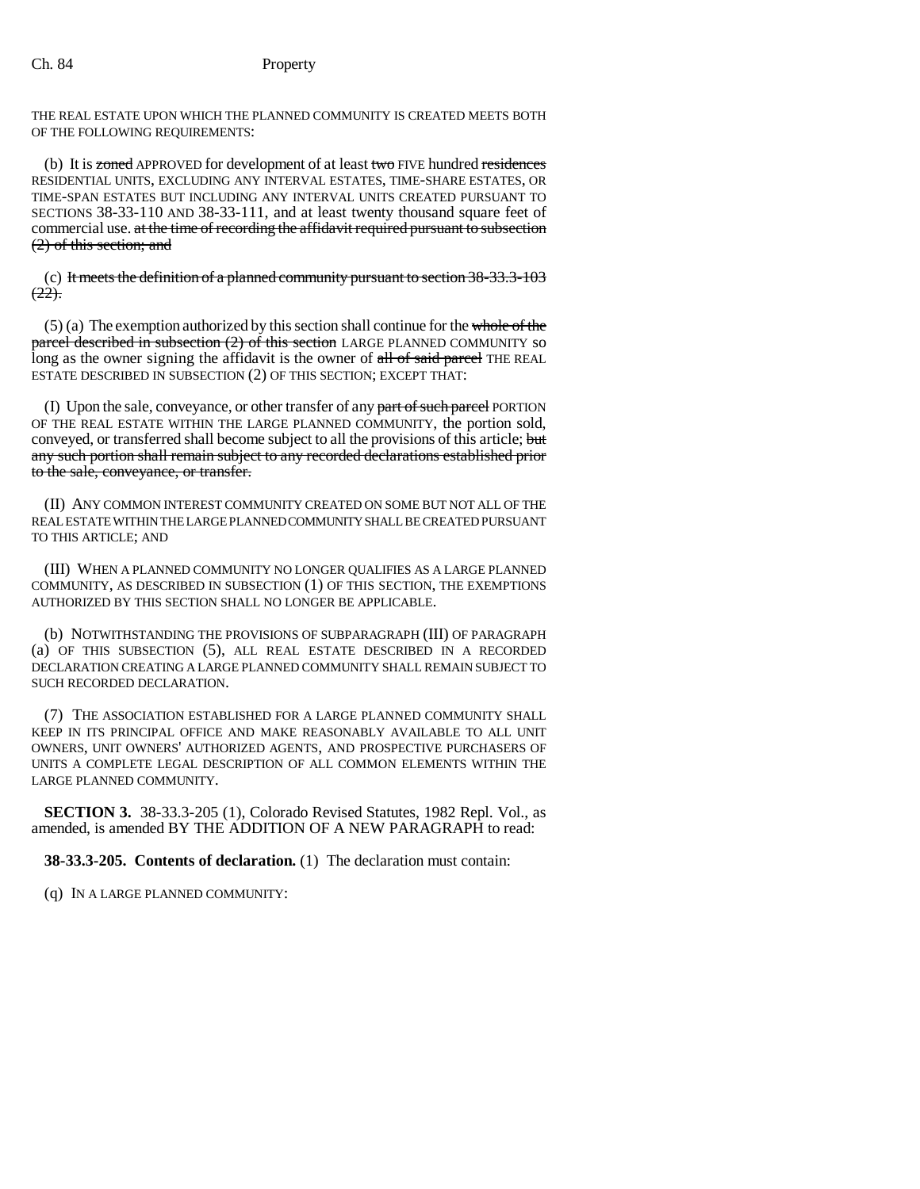THE REAL ESTATE UPON WHICH THE PLANNED COMMUNITY IS CREATED MEETS BOTH OF THE FOLLOWING REQUIREMENTS:

(b) It is ~~zoned~~ APPROVED for development of at least ~~two~~ FIVE hundred ~~residences~~ RESIDENTIAL UNITS, EXCLUDING ANY INTERVAL ESTATES, TIME-SHARE ESTATES, OR TIME-SPAN ESTATES BUT INCLUDING ANY INTERVAL UNITS CREATED PURSUANT TO SECTIONS 38-33-110 AND 38-33-111, and at least twenty thousand square feet of commercial use. ~~at the time of recording the affidavit required pursuant to subsection (2) of this section; and~~

(c) ~~It meets the definition of a planned community pursuant to section 38-33.3-103 (22).~~

(5) (a) The exemption authorized by this section shall continue for the ~~whole of the parcel described in subsection (2) of this section~~ LARGE PLANNED COMMUNITY so long as the owner signing the affidavit is the owner of ~~all of said parcel~~ THE REAL ESTATE DESCRIBED IN SUBSECTION (2) OF THIS SECTION; EXCEPT THAT:

(I) Upon the sale, conveyance, or other transfer of any ~~part of such parcel~~ PORTION OF THE REAL ESTATE WITHIN THE LARGE PLANNED COMMUNITY, the portion sold, conveyed, or transferred shall become subject to all the provisions of this article; ~~but any such portion shall remain subject to any recorded declarations established prior to the sale, conveyance, or transfer.~~

(II) ANY COMMON INTEREST COMMUNITY CREATED ON SOME BUT NOT ALL OF THE REAL ESTATE WITHIN THE LARGE PLANNED COMMUNITY SHALL BE CREATED PURSUANT TO THIS ARTICLE; AND

(III) WHEN A PLANNED COMMUNITY NO LONGER QUALIFIES AS A LARGE PLANNED COMMUNITY, AS DESCRIBED IN SUBSECTION (1) OF THIS SECTION, THE EXEMPTIONS AUTHORIZED BY THIS SECTION SHALL NO LONGER BE APPLICABLE.

(b) NOTWITHSTANDING THE PROVISIONS OF SUBPARAGRAPH (III) OF PARAGRAPH (a) OF THIS SUBSECTION (5), ALL REAL ESTATE DESCRIBED IN A RECORDED DECLARATION CREATING A LARGE PLANNED COMMUNITY SHALL REMAIN SUBJECT TO SUCH RECORDED DECLARATION.

(7) THE ASSOCIATION ESTABLISHED FOR A LARGE PLANNED COMMUNITY SHALL KEEP IN ITS PRINCIPAL OFFICE AND MAKE REASONABLY AVAILABLE TO ALL UNIT OWNERS, UNIT OWNERS' AUTHORIZED AGENTS, AND PROSPECTIVE PURCHASERS OF UNITS A COMPLETE LEGAL DESCRIPTION OF ALL COMMON ELEMENTS WITHIN THE LARGE PLANNED COMMUNITY.

**SECTION 3.** 38-33.3-205 (1), Colorado Revised Statutes, 1982 Repl. Vol., as amended, is amended BY THE ADDITION OF A NEW PARAGRAPH to read:

**38-33.3-205. Contents of declaration.** (1) The declaration must contain:

(q) IN A LARGE PLANNED COMMUNITY: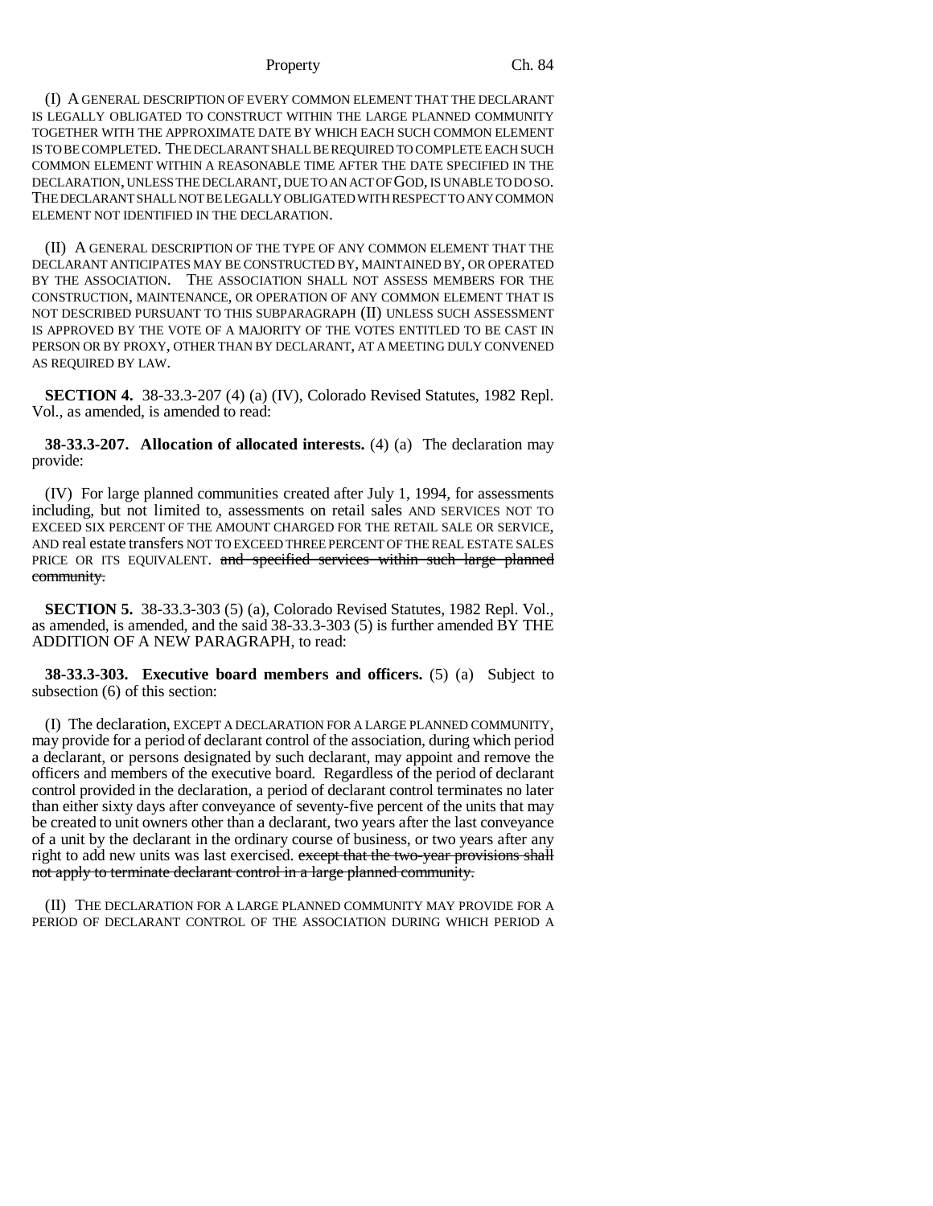(I) A GENERAL DESCRIPTION OF EVERY COMMON ELEMENT THAT THE DECLARANT IS LEGALLY OBLIGATED TO CONSTRUCT WITHIN THE LARGE PLANNED COMMUNITY TOGETHER WITH THE APPROXIMATE DATE BY WHICH EACH SUCH COMMON ELEMENT IS TO BE COMPLETED. THE DECLARANT SHALL BE REQUIRED TO COMPLETE EACH SUCH COMMON ELEMENT WITHIN A REASONABLE TIME AFTER THE DATE SPECIFIED IN THE DECLARATION, UNLESS THE DECLARANT, DUE TO AN ACT OF GOD, IS UNABLE TO DO SO. THE DECLARANT SHALL NOT BE LEGALLY OBLIGATED WITH RESPECT TO ANY COMMON ELEMENT NOT IDENTIFIED IN THE DECLARATION.

(II) A GENERAL DESCRIPTION OF THE TYPE OF ANY COMMON ELEMENT THAT THE DECLARANT ANTICIPATES MAY BE CONSTRUCTED BY, MAINTAINED BY, OR OPERATED BY THE ASSOCIATION. THE ASSOCIATION SHALL NOT ASSESS MEMBERS FOR THE CONSTRUCTION, MAINTENANCE, OR OPERATION OF ANY COMMON ELEMENT THAT IS NOT DESCRIBED PURSUANT TO THIS SUBPARAGRAPH (II) UNLESS SUCH ASSESSMENT IS APPROVED BY THE VOTE OF A MAJORITY OF THE VOTES ENTITLED TO BE CAST IN PERSON OR BY PROXY, OTHER THAN BY DECLARANT, AT A MEETING DULY CONVENED AS REQUIRED BY LAW.

**SECTION 4.** 38-33.3-207 (4) (a) (IV), Colorado Revised Statutes, 1982 Repl. Vol., as amended, is amended to read:

**38-33.3-207. Allocation of allocated interests.** (4) (a) The declaration may provide:

(IV) For large planned communities created after July 1, 1994, for assessments including, but not limited to, assessments on retail sales AND SERVICES NOT TO EXCEED SIX PERCENT OF THE AMOUNT CHARGED FOR THE RETAIL SALE OR SERVICE, AND real estate transfers NOT TO EXCEED THREE PERCENT OF THE REAL ESTATE SALES PRICE OR ITS EQUIVALENT. ~~and specified services within such large planned community.~~

**SECTION 5.** 38-33.3-303 (5) (a), Colorado Revised Statutes, 1982 Repl. Vol., as amended, is amended, and the said 38-33.3-303 (5) is further amended BY THE ADDITION OF A NEW PARAGRAPH, to read:

**38-33.3-303. Executive board members and officers.** (5) (a) Subject to subsection (6) of this section:

(I) The declaration, EXCEPT A DECLARATION FOR A LARGE PLANNED COMMUNITY, may provide for a period of declarant control of the association, during which period a declarant, or persons designated by such declarant, may appoint and remove the officers and members of the executive board. Regardless of the period of declarant control provided in the declaration, a period of declarant control terminates no later than either sixty days after conveyance of seventy-five percent of the units that may be created to unit owners other than a declarant, two years after the last conveyance of a unit by the declarant in the ordinary course of business, or two years after any right to add new units was last exercised. ~~except that the two-year provisions shall not apply to terminate declarant control in a large planned community.~~

(II) THE DECLARATION FOR A LARGE PLANNED COMMUNITY MAY PROVIDE FOR A PERIOD OF DECLARANT CONTROL OF THE ASSOCIATION DURING WHICH PERIOD A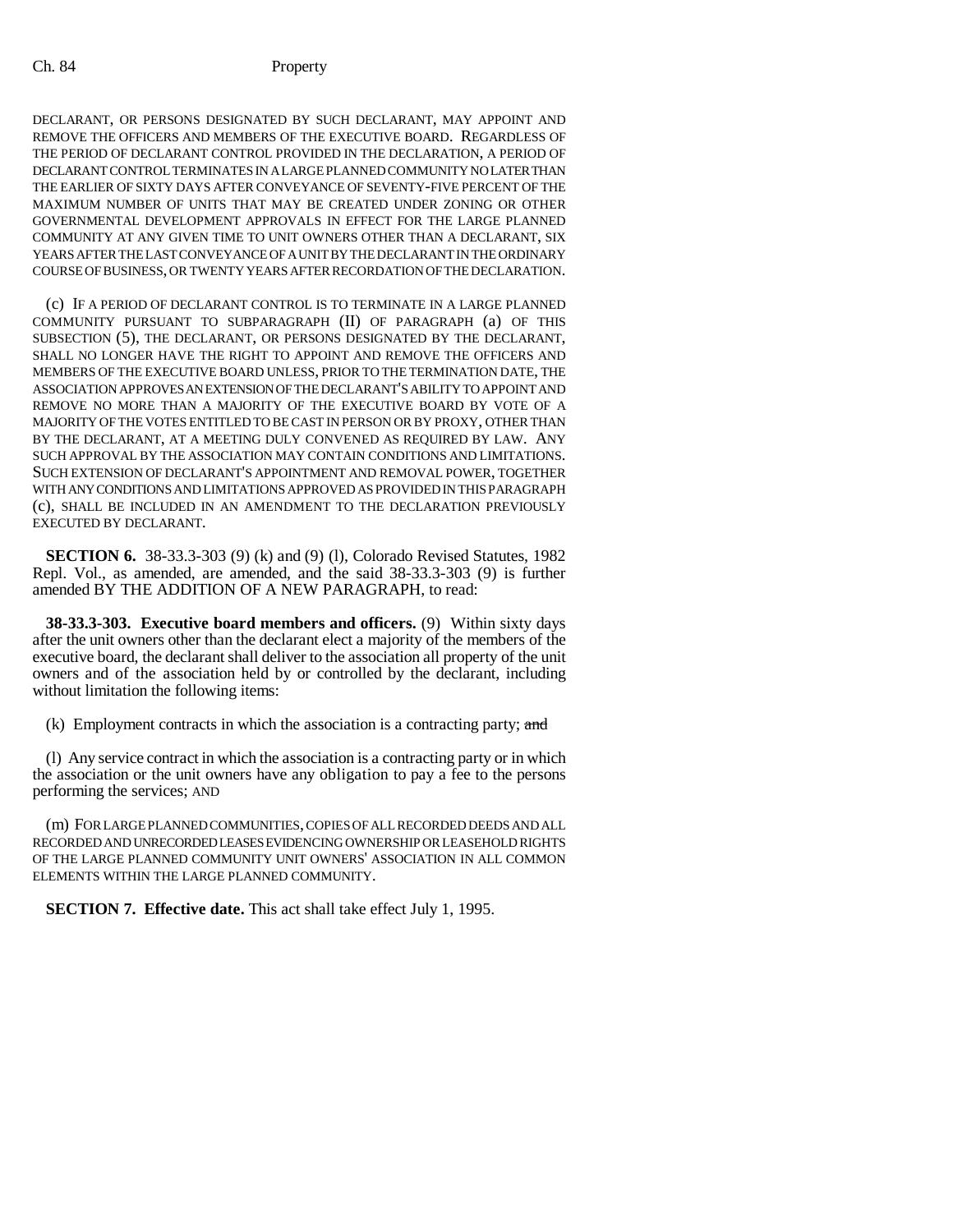DECLARANT, OR PERSONS DESIGNATED BY SUCH DECLARANT, MAY APPOINT AND REMOVE THE OFFICERS AND MEMBERS OF THE EXECUTIVE BOARD. REGARDLESS OF THE PERIOD OF DECLARANT CONTROL PROVIDED IN THE DECLARATION, A PERIOD OF DECLARANT CONTROL TERMINATES IN A LARGE PLANNED COMMUNITY NO LATER THAN THE EARLIER OF SIXTY DAYS AFTER CONVEYANCE OF SEVENTY-FIVE PERCENT OF THE MAXIMUM NUMBER OF UNITS THAT MAY BE CREATED UNDER ZONING OR OTHER GOVERNMENTAL DEVELOPMENT APPROVALS IN EFFECT FOR THE LARGE PLANNED COMMUNITY AT ANY GIVEN TIME TO UNIT OWNERS OTHER THAN A DECLARANT, SIX YEARS AFTER THE LAST CONVEYANCE OF A UNIT BY THE DECLARANT IN THE ORDINARY COURSE OF BUSINESS, OR TWENTY YEARS AFTER RECORDATION OF THE DECLARATION.

(c) IF A PERIOD OF DECLARANT CONTROL IS TO TERMINATE IN A LARGE PLANNED COMMUNITY PURSUANT TO SUBPARAGRAPH (II) OF PARAGRAPH (a) OF THIS SUBSECTION (5), THE DECLARANT, OR PERSONS DESIGNATED BY THE DECLARANT, SHALL NO LONGER HAVE THE RIGHT TO APPOINT AND REMOVE THE OFFICERS AND MEMBERS OF THE EXECUTIVE BOARD UNLESS, PRIOR TO THE TERMINATION DATE, THE ASSOCIATION APPROVES AN EXTENSION OF THE DECLARANT'S ABILITY TO APPOINT AND REMOVE NO MORE THAN A MAJORITY OF THE EXECUTIVE BOARD BY VOTE OF A MAJORITY OF THE VOTES ENTITLED TO BE CAST IN PERSON OR BY PROXY, OTHER THAN BY THE DECLARANT, AT A MEETING DULY CONVENED AS REQUIRED BY LAW. ANY SUCH APPROVAL BY THE ASSOCIATION MAY CONTAIN CONDITIONS AND LIMITATIONS. SUCH EXTENSION OF DECLARANT'S APPOINTMENT AND REMOVAL POWER, TOGETHER WITH ANY CONDITIONS AND LIMITATIONS APPROVED AS PROVIDED IN THIS PARAGRAPH (c), SHALL BE INCLUDED IN AN AMENDMENT TO THE DECLARATION PREVIOUSLY EXECUTED BY DECLARANT.

**SECTION 6.** 38-33.3-303 (9) (k) and (9) (l), Colorado Revised Statutes, 1982 Repl. Vol., as amended, are amended, and the said 38-33.3-303 (9) is further amended BY THE ADDITION OF A NEW PARAGRAPH, to read:

**38-33.3-303. Executive board members and officers.** (9) Within sixty days after the unit owners other than the declarant elect a majority of the members of the executive board, the declarant shall deliver to the association all property of the unit owners and of the association held by or controlled by the declarant, including without limitation the following items:

(k) Employment contracts in which the association is a contracting party; ~~and~~

(l) Any service contract in which the association is a contracting party or in which the association or the unit owners have any obligation to pay a fee to the persons performing the services; AND

(m) FOR LARGE PLANNED COMMUNITIES, COPIES OF ALL RECORDED DEEDS AND ALL RECORDED AND UNRECORDED LEASES EVIDENCING OWNERSHIP OR LEASEHOLD RIGHTS OF THE LARGE PLANNED COMMUNITY UNIT OWNERS' ASSOCIATION IN ALL COMMON ELEMENTS WITHIN THE LARGE PLANNED COMMUNITY.

**SECTION 7. Effective date.** This act shall take effect July 1, 1995.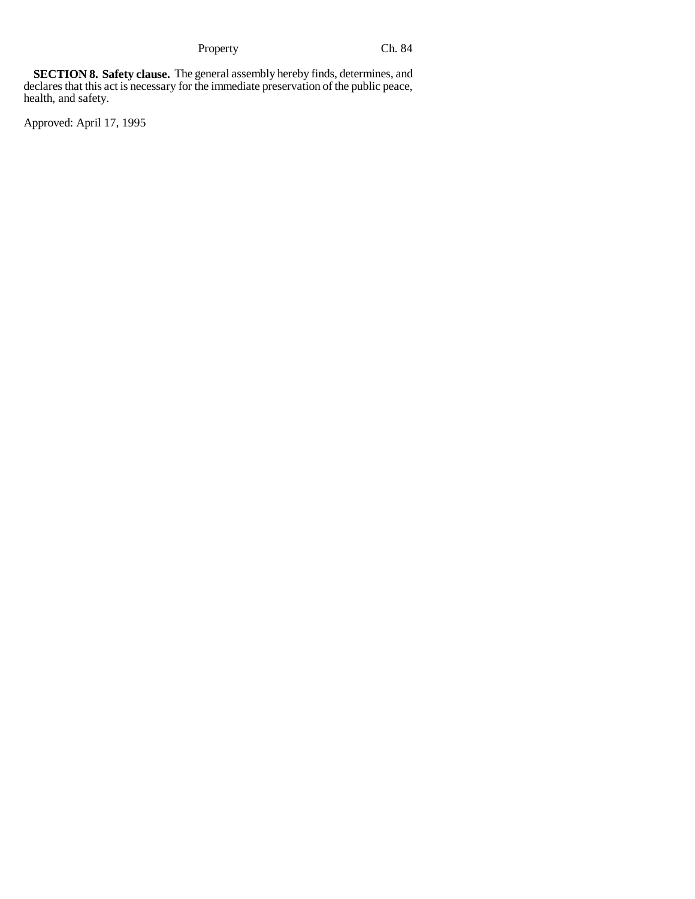**SECTION 8. Safety clause.** The general assembly hereby finds, determines, and declares that this act is necessary for the immediate preservation of the public peace, health, and safety.

Approved: April 17, 1995